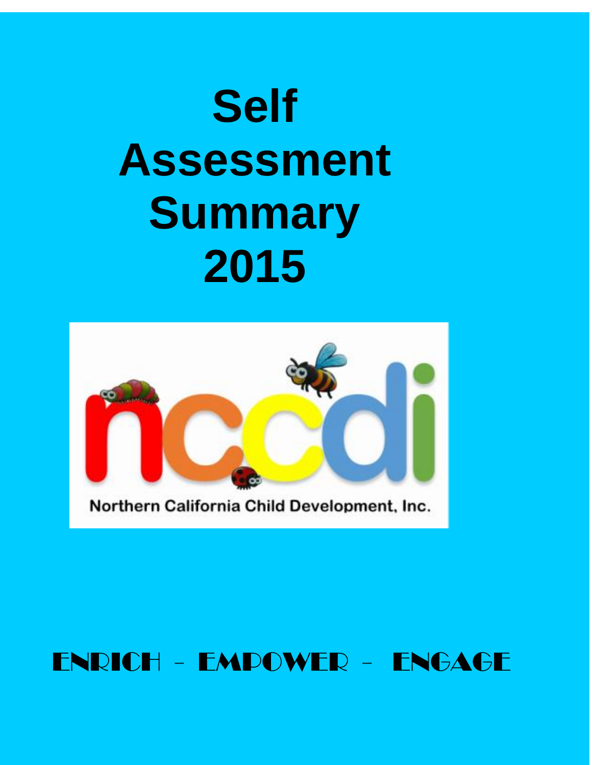# Self Assessment Summary 2015

Northern California Child Development, Inc.

ENRICH - EMPOWER - ENGAGE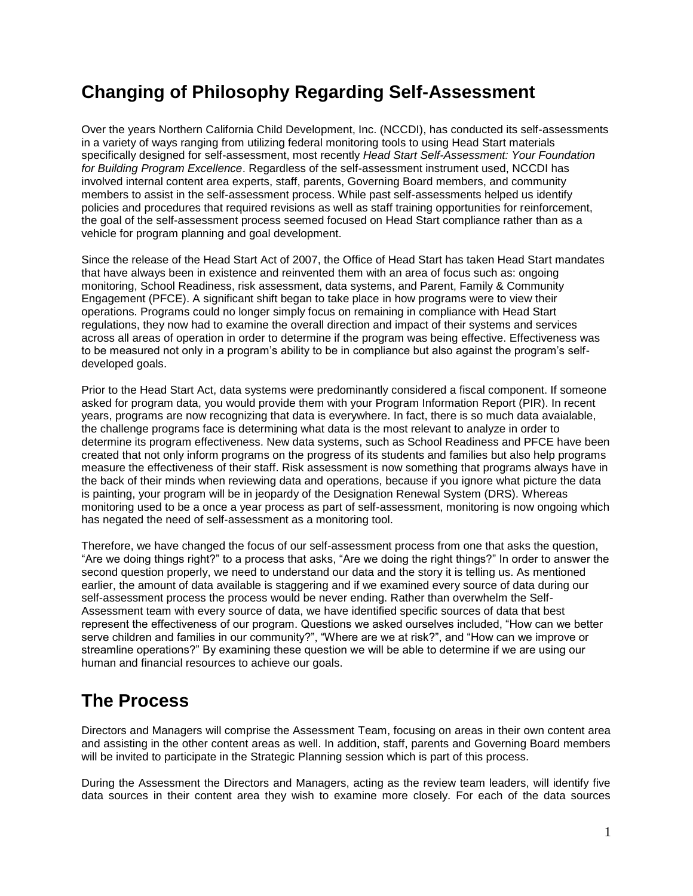## Changing of Philosophy Regarding Self-Assessment

Over the years Northern California Child Development, Inc. (NCCDI), has conducted its self-assessments in a variety of ways ranging from utilizing federal monitoring tools to using Head Start materials specifically designed for self-assessment, most recently *Head Start Self-Assessment: Your Foundation for Building Program Excellence*. Regardless of the self-assessment instrument used, NCCDI has involved internal content area experts, staff, parents, Governing Board members, and community members to assist in the self-assessment process. While past self-assessments helped us identify policies and procedures that required revisions as well as staff training opportunities for reinforcement, the goal of the self-assessment process seemed focused on Head Start compliance rather than as a vehicle for program planning and goal development.

Since the release of the Head Start Act of 2007, the Office of Head Start has taken Head Start mandates that have always been in existence and reinvented them with an area of focus such as: ongoing monitoring, School Readiness, risk assessment, data systems, and Parent, Family & Community Engagement (PFCE). A significant shift began to take place in how programs were to view their operations. Programs could no longer simply focus on remaining in compliance with Head Start regulations, they now had to examine the overall direction and impact of their systems and services across all areas of operation in order to determine if the program was being effective. Effectiveness was to be measured not only in a program's ability to be in compliance but also against the program's self-developed goals.

Prior to the Head Start Act, data systems were predominantly considered a fiscal component. If someone asked for program data, you would provide them with your Program Information Report (PIR). In recent years, programs are now recognizing that data is everywhere. In fact, there is so much data avaialable, the challenge programs face is determining what data is the most relevant to analyze in order to determine its program effectiveness. New data systems, such as School Readiness and PFCE have been created that not only inform programs on the progress of its students and families but also help programs measure the effectiveness of their staff. Risk assessment is now something that programs always have in the back of their minds when reviewing data and operations, because if you ignore what picture the data is painting, your program will be in jeopardy of the Designation Renewal System (DRS). Whereas monitoring used to be a once a year process as part of self-assessment, monitoring is now ongoing which has negated the need of self-assessment as a monitoring tool.

Therefore, we have changed the focus of our self-assessment process from one that asks the question, "Are we doing things right?" to a process that asks, "Are we doing the right things?" In order to answer the second question properly, we need to understand our data and the story it is telling us. As mentioned earlier, the amount of data available is staggering and if we examined every source of data during our self-assessment process the process would be never ending. Rather than overwhelm the Self-Assessment team with every source of data, we have identified specific sources of data that best represent the effectiveness of our program. Questions we asked ourselves included, "How can we better serve children and families in our community?", "Where are we at risk?", and "How can we improve or streamline operations?" By examining these question we will be able to determine if we are using our human and financial resources to achieve our goals.

## The Process

Directors and Managers will comprise the Assessment Team, focusing on areas in their own content area and assisting in the other content areas as well. In addition, staff, parents and Governing Board members will be invited to participate in the Strategic Planning session which is part of this process.

During the Assessment the Directors and Managers, acting as the review team leaders, will identify five data sources in their content area they wish to examine more closely. For each of the data sources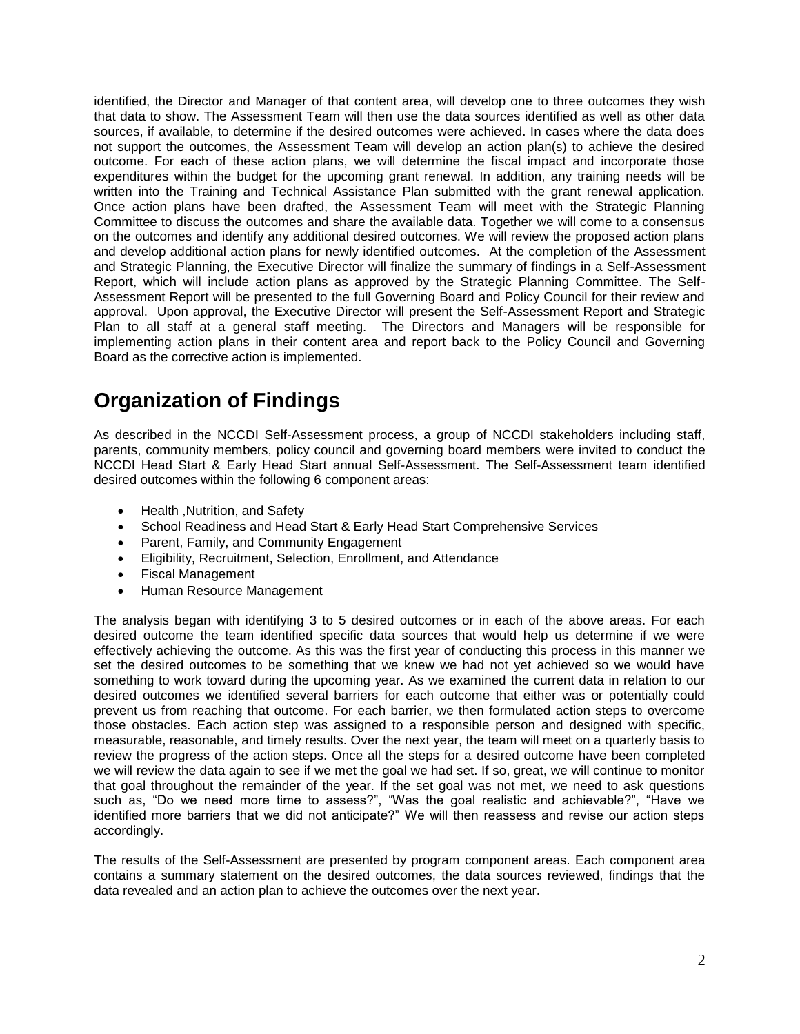identified, the Director and Manager of that content area, will develop one to three outcomes they wish that data to show. The Assessment Team will then use the data sources identified as well as other data sources, if available, to determine if the desired outcomes were achieved. In cases where the data does not support the outcomes, the Assessment Team will develop an action plan(s) to achieve the desired outcome. For each of these action plans, we will determine the fiscal impact and incorporate those expenditures within the budget for the upcoming grant renewal. In addition, any training needs will be written into the Training and Technical Assistance Plan submitted with the grant renewal application. Once action plans have been drafted, the Assessment Team will meet with the Strategic Planning Committee to discuss the outcomes and share the available data. Together we will come to a consensus on the outcomes and identify any additional desired outcomes. We will review the proposed action plans and develop additional action plans for newly identified outcomes. At the completion of the Assessment and Strategic Planning, the Executive Director will finalize the summary of findings in a Self-Assessment Report, which will include action plans as approved by the Strategic Planning Committee. The Self-Assessment Report will be presented to the full Governing Board and Policy Council for their review and approval. Upon approval, the Executive Director will present the Self-Assessment Report and Strategic Plan to all staff at a general staff meeting. The Directors and Managers will be responsible for implementing action plans in their content area and report back to the Policy Council and Governing Board as the corrective action is implemented.

# Organization of Findings

As described in the NCCDI Self-Assessment process, a group of NCCDI stakeholders including staff, parents, community members, policy council and governing board members were invited to conduct the NCCDI Head Start & Early Head Start annual Self-Assessment. The Self-Assessment team identified desired outcomes within the following 6 component areas:

- Health ,Nutrition, and Safety
- School Readiness and Head Start & Early Head Start Comprehensive Services
- Parent, Family, and Community Engagement
- Eligibility, Recruitment, Selection, Enrollment, and Attendance
- Fiscal Management
- Human Resource Management

The analysis began with identifying 3 to 5 desired outcomes or in each of the above areas. For each desired outcome the team identified specific data sources that would help us determine if we were effectively achieving the outcome. As this was the first year of conducting this process in this manner we set the desired outcomes to be something that we knew we had not yet achieved so we would have something to work toward during the upcoming year. As we examined the current data in relation to our desired outcomes we identified several barriers for each outcome that either was or potentially could prevent us from reaching that outcome. For each barrier, we then formulated action steps to overcome those obstacles. Each action step was assigned to a responsible person and designed with specific, measurable, reasonable, and timely results. Over the next year, the team will meet on a quarterly basis to review the progress of the action steps. Once all the steps for a desired outcome have been completed we will review the data again to see if we met the goal we had set. If so, great, we will continue to monitor that goal throughout the remainder of the year. If the set goal was not met, we need to ask questions such as, "Do we need more time to assess?", "Was the goal realistic and achievable?", "Have we identified more barriers that we did not anticipate?" We will then reassess and revise our action steps accordingly.

The results of the Self-Assessment are presented by program component areas. Each component area contains a summary statement on the desired outcomes, the data sources reviewed, findings that the data revealed and an action plan to achieve the outcomes over the next year.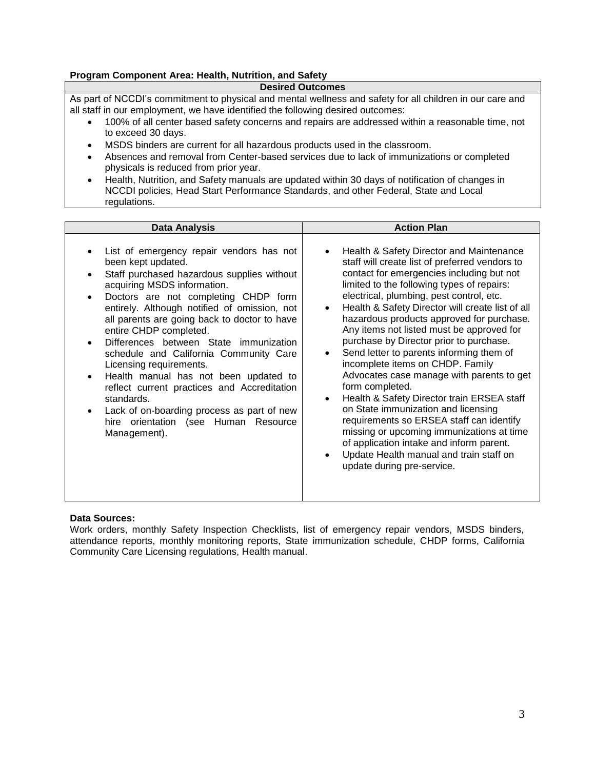**Program Component Area: Health, Nutrition, and Safety**

| Desired Outcomes |
| --- |
| As part of NCCDI's commitment to physical and mental wellness and safety for all children in our care and all staff in our employment, we have identified the following desired outcomes:<br>• 100% of all center based safety concerns and repairs are addressed within a reasonable time, not to exceed 30 days.<br>• MSDS binders are current for all hazardous products used in the classroom.<br>• Absences and removal from Center-based services due to lack of immunizations or completed physicals is reduced from prior year.<br>• Health, Nutrition, and Safety manuals are updated within 30 days of notification of changes in NCCDI policies, Head Start Performance Standards, and other Federal, State and Local regulations. |

| Data Analysis | Action Plan |
| --- | --- |
| • List of emergency repair vendors has not been kept updated.<br>• Staff purchased hazardous supplies without acquiring MSDS information.<br>• Doctors are not completing CHDP form entirely. Although notified of omission, not all parents are going back to doctor to have entire CHDP completed.<br>• Differences between State immunization schedule and California Community Care Licensing requirements.<br>• Health manual has not been updated to reflect current practices and Accreditation standards.<br>• Lack of on-boarding process as part of new hire orientation (see Human Resource Management). | • Health & Safety Director and Maintenance staff will create list of preferred vendors to contact for emergencies including but not limited to the following types of repairs: electrical, plumbing, pest control, etc.<br>• Health & Safety Director will create list of all hazardous products approved for purchase. Any items not listed must be approved for purchase by Director prior to purchase.<br>• Send letter to parents informing them of incomplete items on CHDP. Family Advocates case manage with parents to get form completed.<br>• Health & Safety Director train ERSEA staff on State immunization and licensing requirements so ERSEA staff can identify missing or upcoming immunizations at time of application intake and inform parent.<br>• Update Health manual and train staff on update during pre-service. |

**Data Sources:**
Work orders, monthly Safety Inspection Checklists, list of emergency repair vendors, MSDS binders, attendance reports, monthly monitoring reports, State immunization schedule, CHDP forms, California Community Care Licensing regulations, Health manual.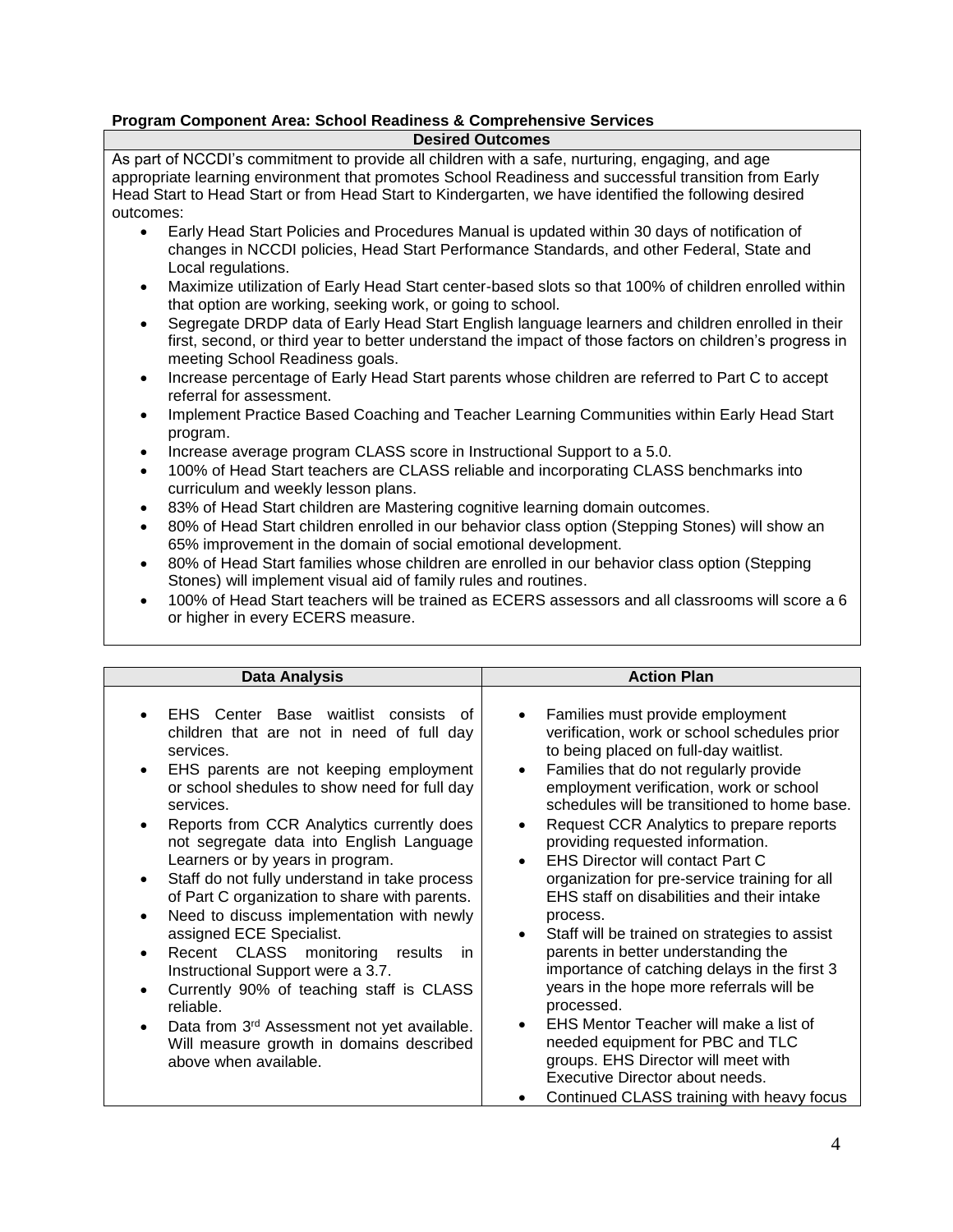**Program Component Area: School Readiness & Comprehensive Services**

| Desired Outcomes |
|---|
| As part of NCCDI's commitment to provide all children with a safe, nurturing, engaging, and age appropriate learning environment that promotes School Readiness and successful transition from Early Head Start to Head Start or from Head Start to Kindergarten, we have identified the following desired outcomes:<br>• Early Head Start Policies and Procedures Manual is updated within 30 days of notification of changes in NCCDI policies, Head Start Performance Standards, and other Federal, State and Local regulations.<br>• Maximize utilization of Early Head Start center-based slots so that 100% of children enrolled within that option are working, seeking work, or going to school.<br>• Segregate DRDP data of Early Head Start English language learners and children enrolled in their first, second, or third year to better understand the impact of those factors on children's progress in meeting School Readiness goals.<br>• Increase percentage of Early Head Start parents whose children are referred to Part C to accept referral for assessment.<br>• Implement Practice Based Coaching and Teacher Learning Communities within Early Head Start program.<br>• Increase average program CLASS score in Instructional Support to a 5.0.<br>• 100% of Head Start teachers are CLASS reliable and incorporating CLASS benchmarks into curriculum and weekly lesson plans.<br>• 83% of Head Start children are Mastering cognitive learning domain outcomes.<br>• 80% of Head Start children enrolled in our behavior class option (Stepping Stones) will show an 65% improvement in the domain of social emotional development.<br>• 80% of Head Start families whose children are enrolled in our behavior class option (Stepping Stones) will implement visual aid of family rules and routines.<br>• 100% of Head Start teachers will be trained as ECERS assessors and all classrooms will score a 6 or higher in every ECERS measure. |

| Data Analysis | Action Plan |
|---|---|
| • EHS Center Base waitlist consists of children that are not in need of full day services.<br>• EHS parents are not keeping employment or school shedules to show need for full day services.<br>• Reports from CCR Analytics currently does not segregate data into English Language Learners or by years in program.<br>• Staff do not fully understand in take process of Part C organization to share with parents.<br>• Need to discuss implementation with newly assigned ECE Specialist.<br>• Recent CLASS monitoring results in Instructional Support were a 3.7.<br>• Currently 90% of teaching staff is CLASS reliable.<br>• Data from 3rd Assessment not yet available. Will measure growth in domains described above when available. | • Families must provide employment verification, work or school schedules prior to being placed on full-day waitlist.<br>• Families that do not regularly provide employment verification, work or school schedules will be transitioned to home base.<br>• Request CCR Analytics to prepare reports providing requested information.<br>• EHS Director will contact Part C organization for pre-service training for all EHS staff on disabilities and their intake process.<br>• Staff will be trained on strategies to assist parents in better understanding the importance of catching delays in the first 3 years in the hope more referrals will be processed.<br>• EHS Mentor Teacher will make a list of needed equipment for PBC and TLC groups. EHS Director will meet with Executive Director about needs.<br>• Continued CLASS training with heavy focus |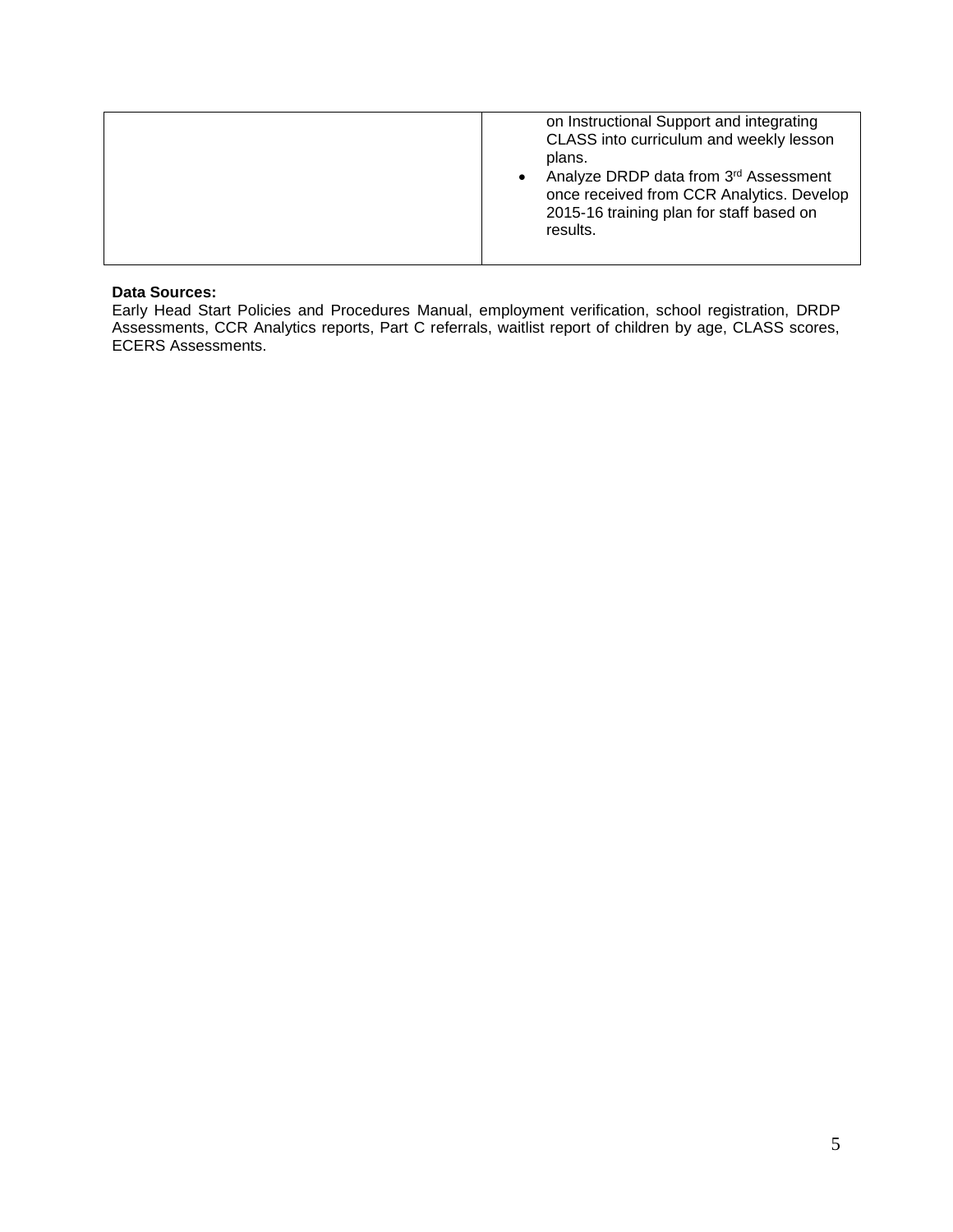| | |
|---|---|
| | on Instructional Support and integrating CLASS into curriculum and weekly lesson plans.<br>• Analyze DRDP data from 3rd Assessment once received from CCR Analytics. Develop 2015-16 training plan for staff based on results. |

**Data Sources:**
Early Head Start Policies and Procedures Manual, employment verification, school registration, DRDP Assessments, CCR Analytics reports, Part C referrals, waitlist report of children by age, CLASS scores, ECERS Assessments.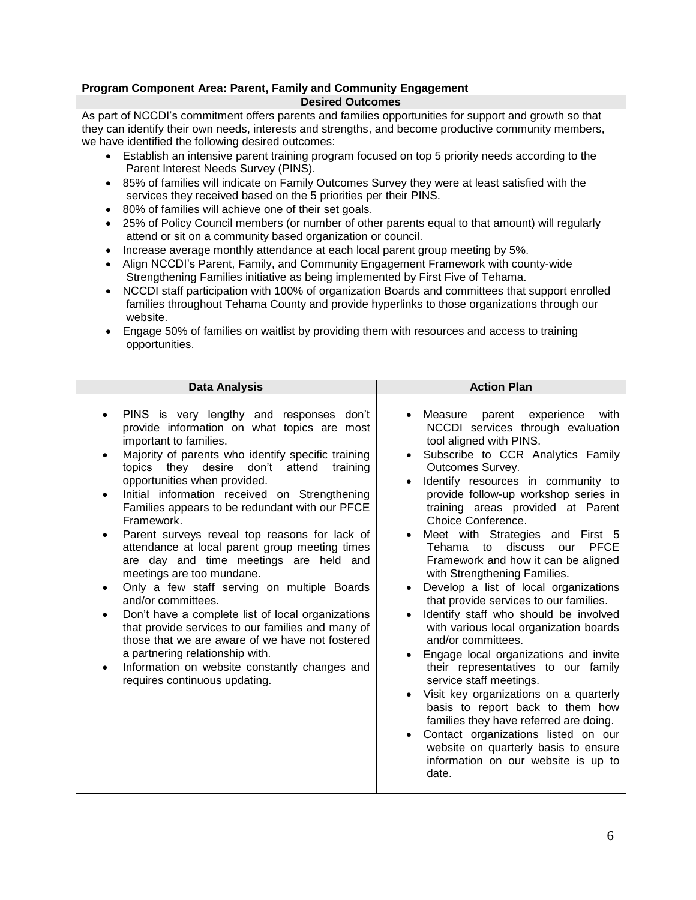**Program Component Area: Parent, Family and Community Engagement**

| Desired Outcomes |
|---|
| As part of NCCDI's commitment offers parents and families opportunities for support and growth so that they can identify their own needs, interests and strengths, and become productive community members, we have identified the following desired outcomes:<br>• Establish an intensive parent training program focused on top 5 priority needs according to the Parent Interest Needs Survey (PINS).<br>• 85% of families will indicate on Family Outcomes Survey they were at least satisfied with the services they received based on the 5 priorities per their PINS.<br>• 80% of families will achieve one of their set goals.<br>• 25% of Policy Council members (or number of other parents equal to that amount) will regularly attend or sit on a community based organization or council.<br>• Increase average monthly attendance at each local parent group meeting by 5%.<br>• Align NCCDI's Parent, Family, and Community Engagement Framework with county-wide Strengthening Families initiative as being implemented by First Five of Tehama.<br>• NCCDI staff participation with 100% of organization Boards and committees that support enrolled families throughout Tehama County and provide hyperlinks to those organizations through our website.<br>• Engage 50% of families on waitlist by providing them with resources and access to training opportunities. |

| Data Analysis | Action Plan |
|---|---|
| • PINS is very lengthy and responses don't provide information on what topics are most important to families.<br>• Majority of parents who identify specific training topics they desire don't attend training opportunities when provided.<br>• Initial information received on Strengthening Families appears to be redundant with our PFCE Framework.<br>• Parent surveys reveal top reasons for lack of attendance at local parent group meeting times are day and time meetings are held and meetings are too mundane.<br>• Only a few staff serving on multiple Boards and/or committees.<br>• Don't have a complete list of local organizations that provide services to our families and many of those that we are aware of we have not fostered a partnering relationship with.<br>• Information on website constantly changes and requires continuous updating. | • Measure parent experience with NCCDI services through evaluation tool aligned with PINS.<br>• Subscribe to CCR Analytics Family Outcomes Survey.<br>• Identify resources in community to provide follow-up workshop series in training areas provided at Parent Choice Conference.<br>• Meet with Strategies and First 5 Tehama to discuss our PFCE Framework and how it can be aligned with Strengthening Families.<br>• Develop a list of local organizations that provide services to our families.<br>• Identify staff who should be involved with various local organization boards and/or committees.<br>• Engage local organizations and invite their representatives to our family service staff meetings.<br>• Visit key organizations on a quarterly basis to report back to them how families they have referred are doing.<br>• Contact organizations listed on our website on quarterly basis to ensure information on our website is up to date. |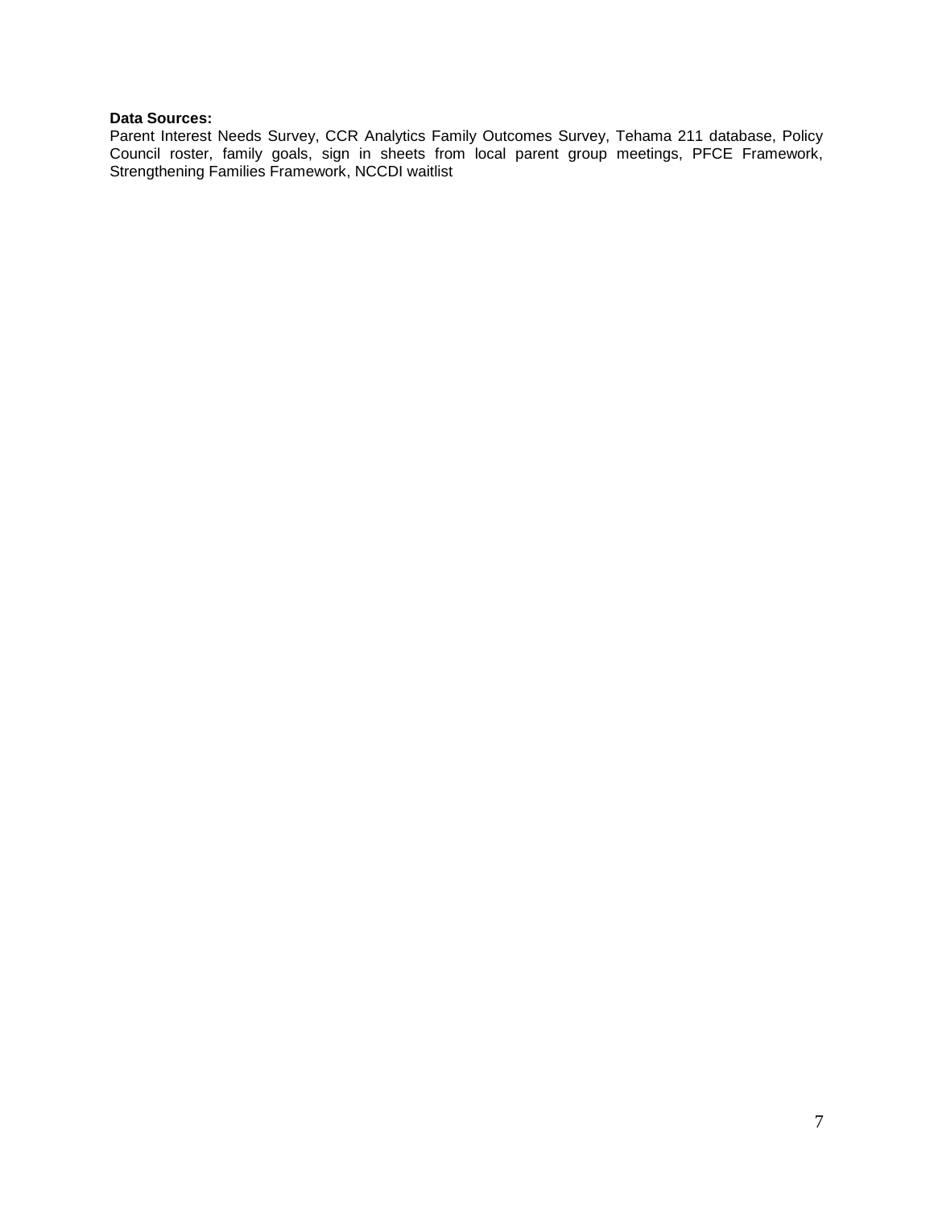**Data Sources:**
Parent Interest Needs Survey, CCR Analytics Family Outcomes Survey, Tehama 211 database, Policy Council roster, family goals, sign in sheets from local parent group meetings, PFCE Framework, Strengthening Families Framework, NCCDI waitlist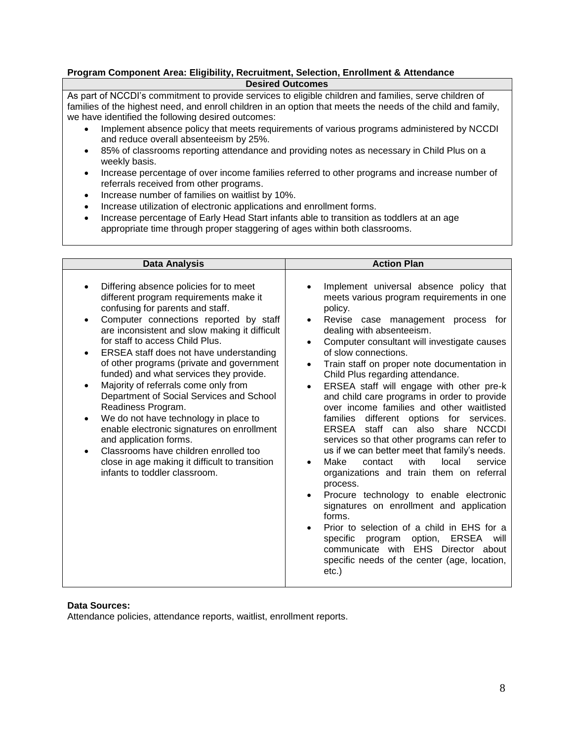**Program Component Area: Eligibility, Recruitment, Selection, Enrollment & Attendance**

| Desired Outcomes |
|---|
| As part of NCCDI's commitment to provide services to eligible children and families, serve children of families of the highest need, and enroll children in an option that meets the needs of the child and family, we have identified the following desired outcomes:<br>• Implement absence policy that meets requirements of various programs administered by NCCDI and reduce overall absenteeism by 25%.<br>• 85% of classrooms reporting attendance and providing notes as necessary in Child Plus on a weekly basis.<br>• Increase percentage of over income families referred to other programs and increase number of referrals received from other programs.<br>• Increase number of families on waitlist by 10%.<br>• Increase utilization of electronic applications and enrollment forms.<br>• Increase percentage of Early Head Start infants able to transition as toddlers at an age appropriate time through proper staggering of ages within both classrooms. |

| Data Analysis | Action Plan |
|---|---|
| • Differing absence policies for to meet different program requirements make it confusing for parents and staff.<br>• Computer connections reported by staff are inconsistent and slow making it difficult for staff to access Child Plus.<br>• ERSEA staff does not have understanding of other programs (private and government funded) and what services they provide.<br>• Majority of referrals come only from Department of Social Services and School Readiness Program.<br>• We do not have technology in place to enable electronic signatures on enrollment and application forms.<br>• Classrooms have children enrolled too close in age making it difficult to transition infants to toddler classroom. | • Implement universal absence policy that meets various program requirements in one policy.<br>• Revise case management process for dealing with absenteeism.<br>• Computer consultant will investigate causes of slow connections.<br>• Train staff on proper note documentation in Child Plus regarding attendance.<br>• ERSEA staff will engage with other pre-k and child care programs in order to provide over income families and other waitlisted families different options for services. ERSEA staff can also share NCCDI services so that other programs can refer to us if we can better meet that family's needs.<br>• Make contact with local service organizations and train them on referral process.<br>• Procure technology to enable electronic signatures on enrollment and application forms.<br>• Prior to selection of a child in EHS for a specific program option, ERSEA will communicate with EHS Director about specific needs of the center (age, location, etc.) |

**Data Sources:**
Attendance policies, attendance reports, waitlist, enrollment reports.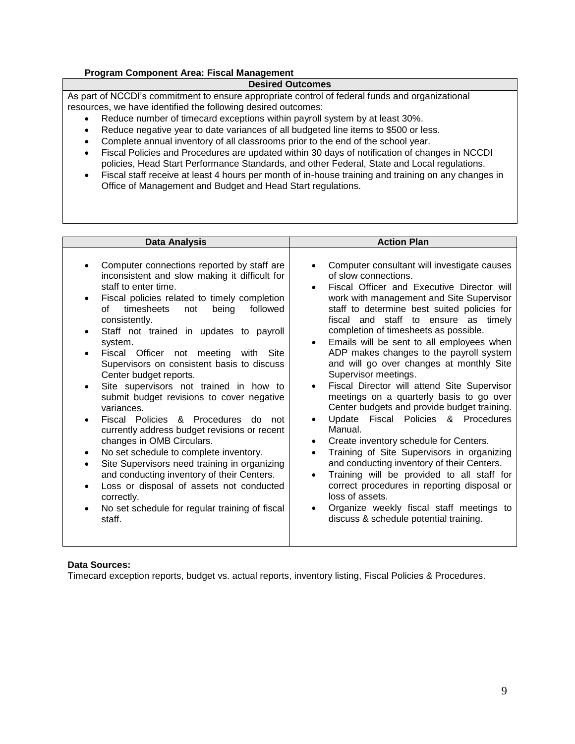**Program Component Area: Fiscal Management**

| Desired Outcomes |
|---|
| As part of NCCDI's commitment to ensure appropriate control of federal funds and organizational resources, we have identified the following desired outcomes:<br>• Reduce number of timecard exceptions within payroll system by at least 30%.<br>• Reduce negative year to date variances of all budgeted line items to $500 or less.<br>• Complete annual inventory of all classrooms prior to the end of the school year.<br>• Fiscal Policies and Procedures are updated within 30 days of notification of changes in NCCDI policies, Head Start Performance Standards, and other Federal, State and Local regulations.<br>• Fiscal staff receive at least 4 hours per month of in-house training and training on any changes in Office of Management and Budget and Head Start regulations. |

| Data Analysis | Action Plan |
|---|---|
| • Computer connections reported by staff are inconsistent and slow making it difficult for staff to enter time.<br>• Fiscal policies related to timely completion of timesheets not being followed consistently.<br>• Staff not trained in updates to payroll system.<br>• Fiscal Officer not meeting with Site Supervisors on consistent basis to discuss Center budget reports.<br>• Site supervisors not trained in how to submit budget revisions to cover negative variances.<br>• Fiscal Policies & Procedures do not currently address budget revisions or recent changes in OMB Circulars.<br>• No set schedule to complete inventory.<br>• Site Supervisors need training in organizing and conducting inventory of their Centers.<br>• Loss or disposal of assets not conducted correctly.<br>• No set schedule for regular training of fiscal staff. | • Computer consultant will investigate causes of slow connections.<br>• Fiscal Officer and Executive Director will work with management and Site Supervisor staff to determine best suited policies for fiscal and staff to ensure as timely completion of timesheets as possible.<br>• Emails will be sent to all employees when ADP makes changes to the payroll system and will go over changes at monthly Site Supervisor meetings.<br>• Fiscal Director will attend Site Supervisor meetings on a quarterly basis to go over Center budgets and provide budget training.<br>• Update Fiscal Policies & Procedures Manual.<br>• Create inventory schedule for Centers.<br>• Training of Site Supervisors in organizing and conducting inventory of their Centers.<br>• Training will be provided to all staff for correct procedures in reporting disposal or loss of assets.<br>• Organize weekly fiscal staff meetings to discuss & schedule potential training. |

**Data Sources:**
Timecard exception reports, budget vs. actual reports, inventory listing, Fiscal Policies & Procedures.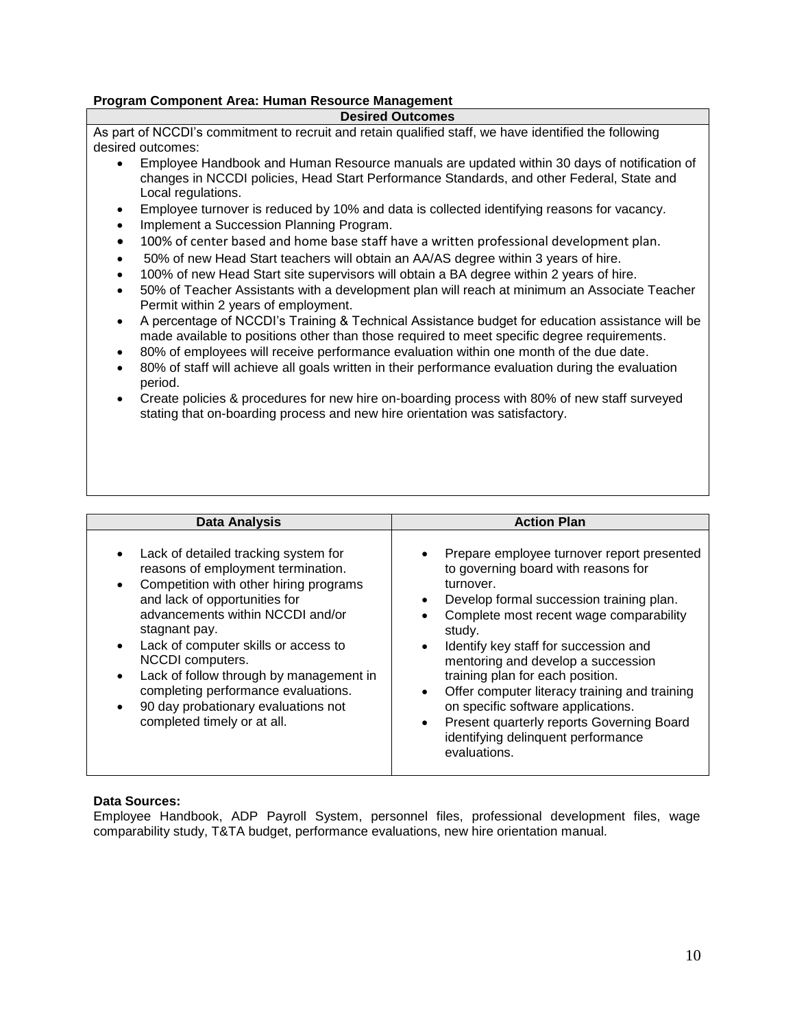**Program Component Area: Human Resource Management**

| Desired Outcomes |
|---|
| As part of NCCDI's commitment to recruit and retain qualified staff, we have identified the following desired outcomes:<br>• Employee Handbook and Human Resource manuals are updated within 30 days of notification of changes in NCCDI policies, Head Start Performance Standards, and other Federal, State and Local regulations.<br>• Employee turnover is reduced by 10% and data is collected identifying reasons for vacancy.<br>• Implement a Succession Planning Program.<br>• 100% of center based and home base staff have a written professional development plan.<br>• 50% of new Head Start teachers will obtain an AA/AS degree within 3 years of hire.<br>• 100% of new Head Start site supervisors will obtain a BA degree within 2 years of hire.<br>• 50% of Teacher Assistants with a development plan will reach at minimum an Associate Teacher Permit within 2 years of employment.<br>• A percentage of NCCDI's Training & Technical Assistance budget for education assistance will be made available to positions other than those required to meet specific degree requirements.<br>• 80% of employees will receive performance evaluation within one month of the due date.<br>• 80% of staff will achieve all goals written in their performance evaluation during the evaluation period.<br>• Create policies & procedures for new hire on-boarding process with 80% of new staff surveyed stating that on-boarding process and new hire orientation was satisfactory. |

| Data Analysis | Action Plan |
|---|---|
| • Lack of detailed tracking system for reasons of employment termination.<br>• Competition with other hiring programs and lack of opportunities for advancements within NCCDI and/or stagnant pay.<br>• Lack of computer skills or access to NCCDI computers.<br>• Lack of follow through by management in completing performance evaluations.<br>• 90 day probationary evaluations not completed timely or at all. | • Prepare employee turnover report presented to governing board with reasons for turnover.<br>• Develop formal succession training plan.<br>• Complete most recent wage comparability study.<br>• Identify key staff for succession and mentoring and develop a succession training plan for each position.<br>• Offer computer literacy training and training on specific software applications.<br>• Present quarterly reports Governing Board identifying delinquent performance evaluations. |

**Data Sources:**
Employee Handbook, ADP Payroll System, personnel files, professional development files, wage comparability study, T&TA budget, performance evaluations, new hire orientation manual.